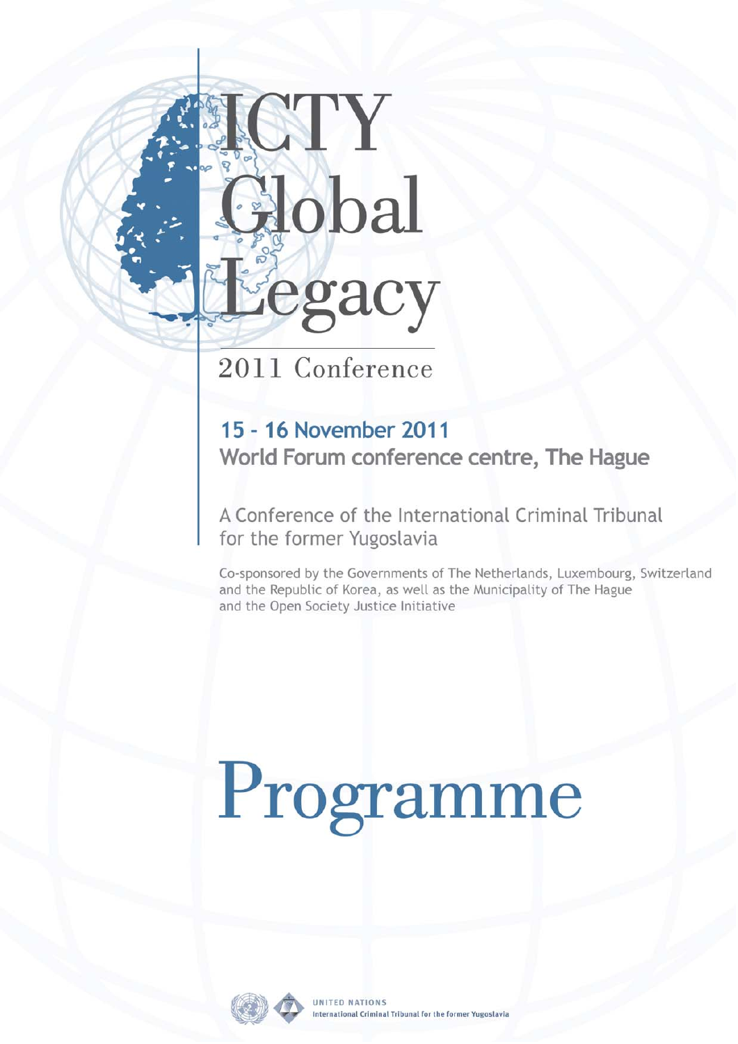# ICTY Global Legacy

## 2011 Conference

**15 - 16 November 2011**
**World Forum conference centre, The Hague**

A Conference of the International Criminal Tribunal for the former Yugoslavia

Co-sponsored by the Governments of The Netherlands, Luxembourg, Switzerland and the Republic of Korea, as well as the Municipality of The Hague and the Open Society Justice Initiative

# Programme

UNITED NATIONS
International Criminal Tribunal for the former Yugoslavia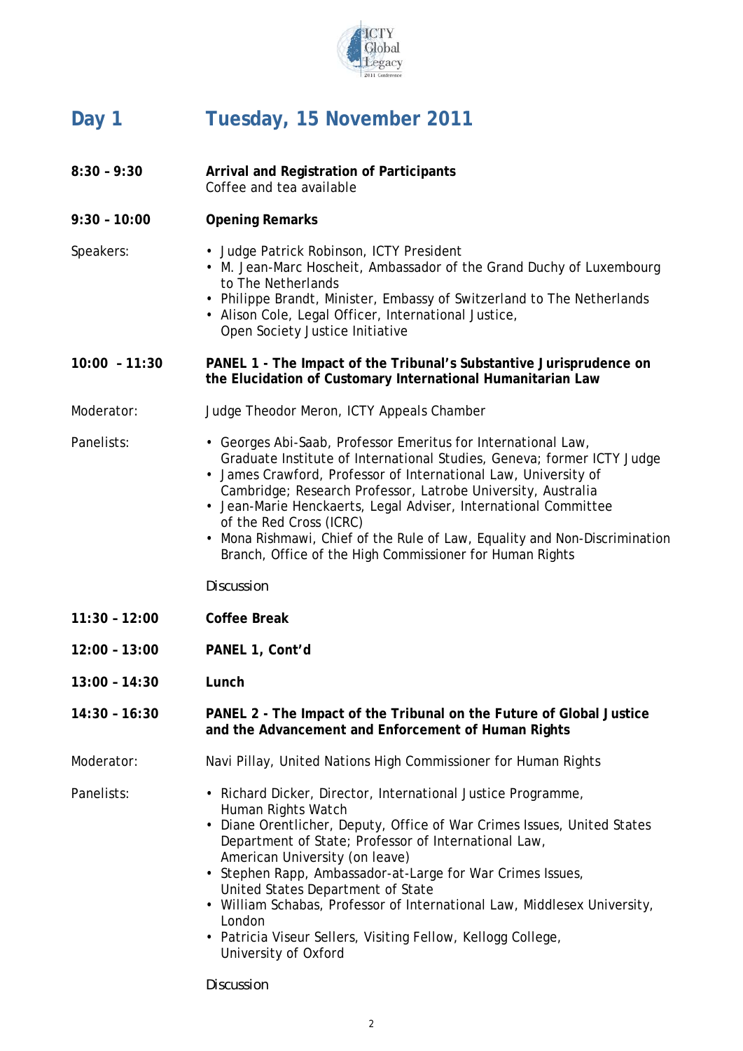## Day 1 — Tuesday, 15 November 2011

**8:30 – 9:30** — **Arrival and Registration of Participants**
Coffee and tea available

**9:30 – 10:00** — **Opening Remarks**

Speakers:

- Judge Patrick Robinson, ICTY President
- M. Jean-Marc Hoscheit, Ambassador of the Grand Duchy of Luxembourg to The Netherlands
- Philippe Brandt, Minister, Embassy of Switzerland to The Netherlands
- Alison Cole, Legal Officer, International Justice, Open Society Justice Initiative

**10:00 – 11:30** — **PANEL 1 - The Impact of the Tribunal's Substantive Jurisprudence on the Elucidation of Customary International Humanitarian Law**

Moderator: Judge Theodor Meron, ICTY Appeals Chamber

Panelists:

- Georges Abi-Saab, Professor Emeritus for International Law, Graduate Institute of International Studies, Geneva; former ICTY Judge
- James Crawford, Professor of International Law, University of Cambridge; Research Professor, Latrobe University, Australia
- Jean-Marie Henckaerts, Legal Adviser, International Committee of the Red Cross (ICRC)
- Mona Rishmawi, Chief of the Rule of Law, Equality and Non-Discrimination Branch, Office of the High Commissioner for Human Rights

*Discussion*

**11:30 – 12:00** — **Coffee Break**

**12:00 – 13:00** — **PANEL 1, Cont'd**

**13:00 – 14:30** — **Lunch**

**14:30 – 16:30** — **PANEL 2 - The Impact of the Tribunal on the Future of Global Justice and the Advancement and Enforcement of Human Rights**

Moderator: Navi Pillay, United Nations High Commissioner for Human Rights

Panelists:

- Richard Dicker, Director, International Justice Programme, Human Rights Watch
- Diane Orentlicher, Deputy, Office of War Crimes Issues, United States Department of State; Professor of International Law, American University (on leave)
- Stephen Rapp, Ambassador-at-Large for War Crimes Issues, United States Department of State
- William Schabas, Professor of International Law, Middlesex University, London
- Patricia Viseur Sellers, Visiting Fellow, Kellogg College, University of Oxford

*Discussion*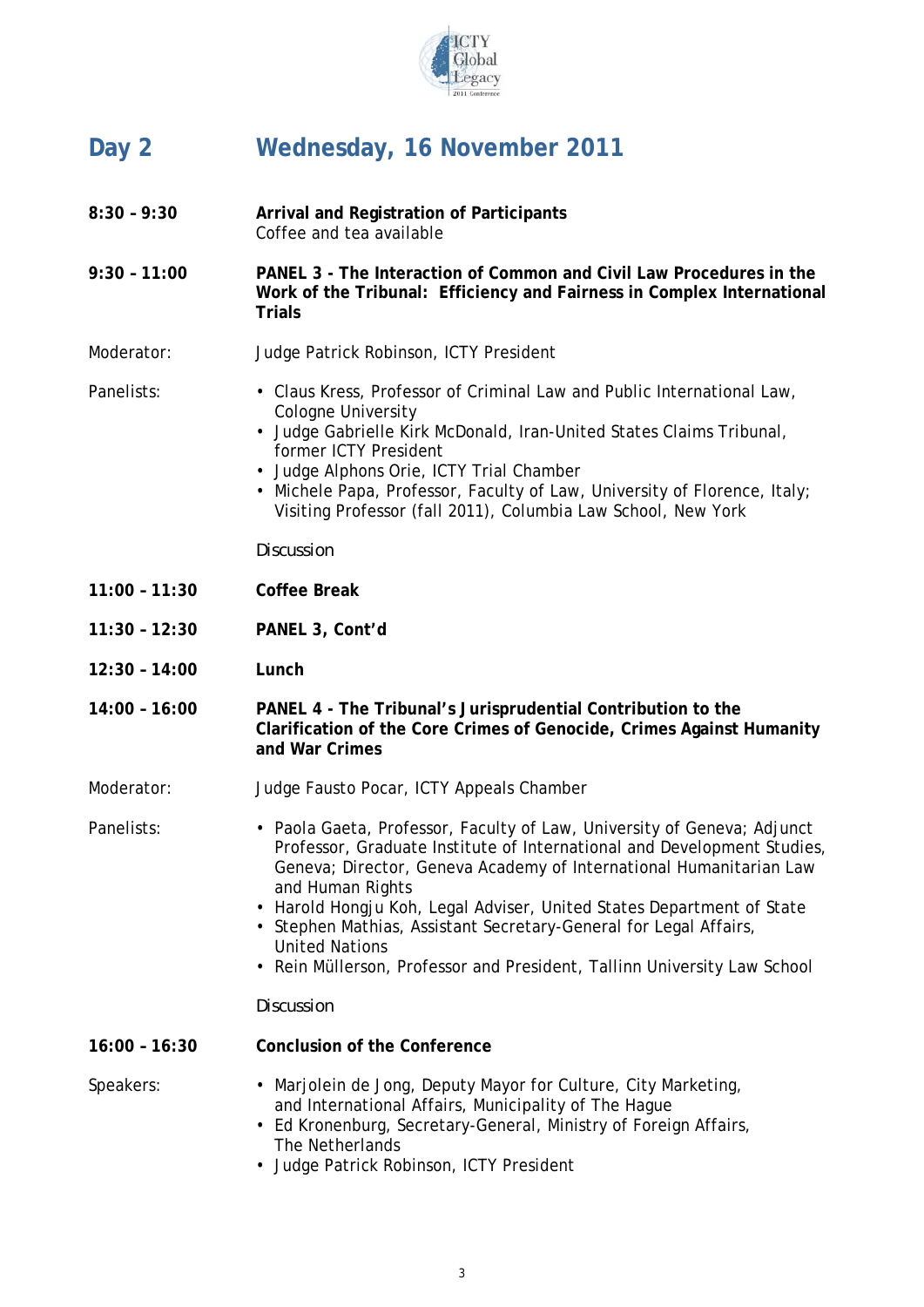# Day 2 Wednesday, 16 November 2011

**8:30 – 9:30** **Arrival and Registration of Participants**
Coffee and tea available

**9:30 – 11:00** **PANEL 3 - The Interaction of Common and Civil Law Procedures in the Work of the Tribunal: Efficiency and Fairness in Complex International Trials**

Moderator: Judge Patrick Robinson, ICTY President

Panelists:

- Claus Kress, Professor of Criminal Law and Public International Law, Cologne University
- Judge Gabrielle Kirk McDonald, Iran-United States Claims Tribunal, former ICTY President
- Judge Alphons Orie, ICTY Trial Chamber
- Michele Papa, Professor, Faculty of Law, University of Florence, Italy; Visiting Professor (fall 2011), Columbia Law School, New York

*Discussion*

**11:00 – 11:30** **Coffee Break**

**11:30 – 12:30** **PANEL 3, Cont'd**

**12:30 – 14:00** **Lunch**

**14:00 – 16:00** **PANEL 4 - The Tribunal's Jurisprudential Contribution to the Clarification of the Core Crimes of Genocide, Crimes Against Humanity and War Crimes**

Moderator: Judge Fausto Pocar, ICTY Appeals Chamber

Panelists:

- Paola Gaeta, Professor, Faculty of Law, University of Geneva; Adjunct Professor, Graduate Institute of International and Development Studies, Geneva; Director, Geneva Academy of International Humanitarian Law and Human Rights
- Harold Hongju Koh, Legal Adviser, United States Department of State
- Stephen Mathias, Assistant Secretary-General for Legal Affairs, United Nations
- Rein Müllerson, Professor and President, Tallinn University Law School

*Discussion*

**16:00 – 16:30** **Conclusion of the Conference**

Speakers:

- Marjolein de Jong, Deputy Mayor for Culture, City Marketing, and International Affairs, Municipality of The Hague
- Ed Kronenburg, Secretary-General, Ministry of Foreign Affairs, The Netherlands
- Judge Patrick Robinson, ICTY President